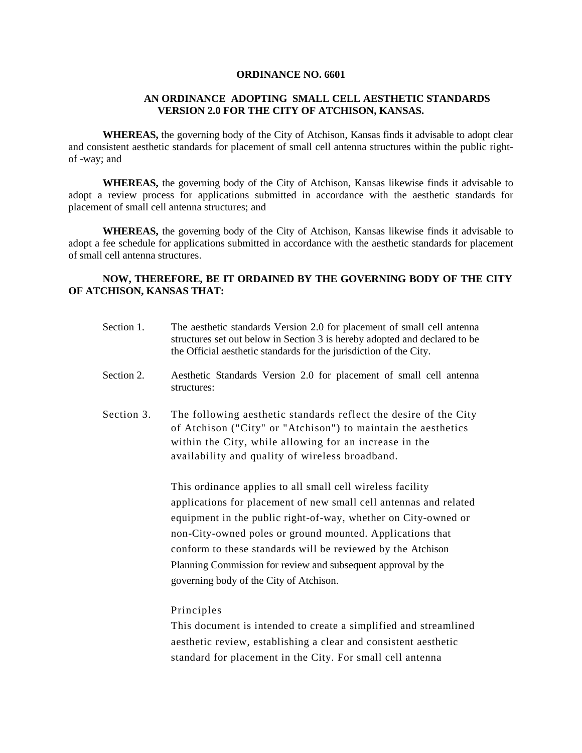**ORDINANCE NO. 6601**

**AN ORDINANCE ADOPTING SMALL CELL AESTHETIC STANDARDS VERSION 2.0 FOR THE CITY OF ATCHISON, KANSAS.**

**WHEREAS,** the governing body of the City of Atchison, Kansas finds it advisable to adopt clear and consistent aesthetic standards for placement of small cell antenna structures within the public right-of -way; and

**WHEREAS,** the governing body of the City of Atchison, Kansas likewise finds it advisable to adopt a review process for applications submitted in accordance with the aesthetic standards for placement of small cell antenna structures; and

**WHEREAS,** the governing body of the City of Atchison, Kansas likewise finds it advisable to adopt a fee schedule for applications submitted in accordance with the aesthetic standards for placement of small cell antenna structures.

**NOW, THEREFORE, BE IT ORDAINED BY THE GOVERNING BODY OF THE CITY OF ATCHISON, KANSAS THAT:**

Section 1. The aesthetic standards Version 2.0 for placement of small cell antenna structures set out below in Section 3 is hereby adopted and declared to be the Official aesthetic standards for the jurisdiction of the City.

Section 2. Aesthetic Standards Version 2.0 for placement of small cell antenna structures:

Section 3. The following aesthetic standards reflect the desire of the City of Atchison ("City" or "Atchison") to maintain the aesthetics within the City, while allowing for an increase in the availability and quality of wireless broadband.

This ordinance applies to all small cell wireless facility applications for placement of new small cell antennas and related equipment in the public right-of-way, whether on City-owned or non-City-owned poles or ground mounted. Applications that conform to these standards will be reviewed by the Atchison Planning Commission for review and subsequent approval by the governing body of the City of Atchison.

Principles

This document is intended to create a simplified and streamlined aesthetic review, establishing a clear and consistent aesthetic standard for placement in the City. For small cell antenna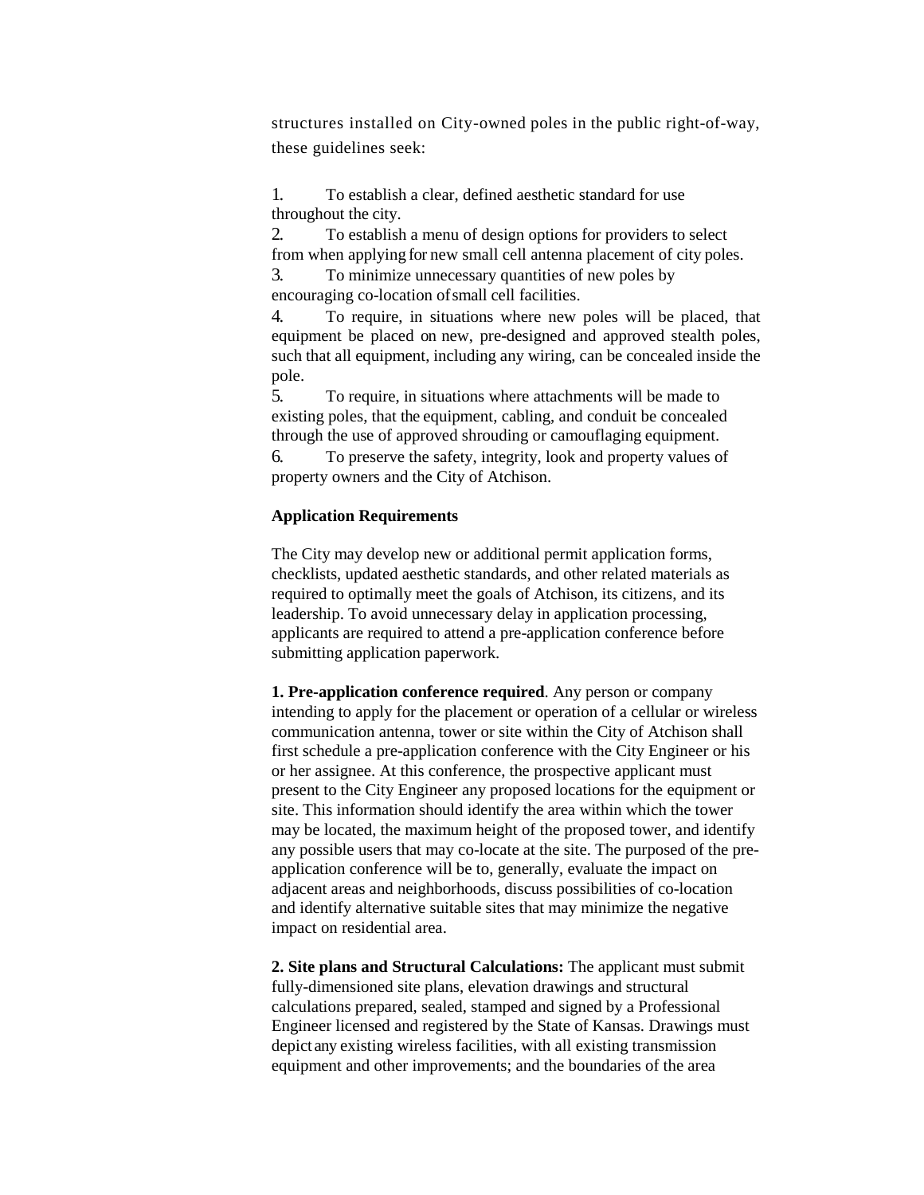structures installed on City-owned poles in the public right-of-way, these guidelines seek:

1. To establish a clear, defined aesthetic standard for use throughout the city.
2. To establish a menu of design options for providers to select from when applying for new small cell antenna placement of city poles.
3. To minimize unnecessary quantities of new poles by encouraging co-location of small cell facilities.
4. To require, in situations where new poles will be placed, that equipment be placed on new, pre-designed and approved stealth poles, such that all equipment, including any wiring, can be concealed inside the pole.
5. To require, in situations where attachments will be made to existing poles, that the equipment, cabling, and conduit be concealed through the use of approved shrouding or camouflaging equipment.
6. To preserve the safety, integrity, look and property values of property owners and the City of Atchison.

**Application Requirements**

The City may develop new or additional permit application forms, checklists, updated aesthetic standards, and other related materials as required to optimally meet the goals of Atchison, its citizens, and its leadership. To avoid unnecessary delay in application processing, applicants are required to attend a pre-application conference before submitting application paperwork.

**1. Pre-application conference required**. Any person or company intending to apply for the placement or operation of a cellular or wireless communication antenna, tower or site within the City of Atchison shall first schedule a pre-application conference with the City Engineer or his or her assignee. At this conference, the prospective applicant must present to the City Engineer any proposed locations for the equipment or site. This information should identify the area within which the tower may be located, the maximum height of the proposed tower, and identify any possible users that may co-locate at the site. The purposed of the pre-application conference will be to, generally, evaluate the impact on adjacent areas and neighborhoods, discuss possibilities of co-location and identify alternative suitable sites that may minimize the negative impact on residential area.

**2. Site plans and Structural Calculations:** The applicant must submit fully-dimensioned site plans, elevation drawings and structural calculations prepared, sealed, stamped and signed by a Professional Engineer licensed and registered by the State of Kansas. Drawings must depict any existing wireless facilities, with all existing transmission equipment and other improvements; and the boundaries of the area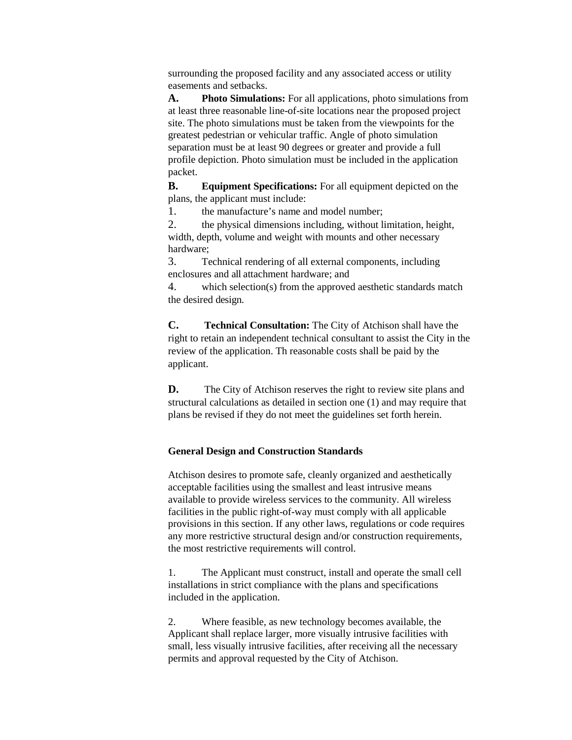surrounding the proposed facility and any associated access or utility easements and setbacks.

**A.** **Photo Simulations:** For all applications, photo simulations from at least three reasonable line-of-site locations near the proposed project site. The photo simulations must be taken from the viewpoints for the greatest pedestrian or vehicular traffic. Angle of photo simulation separation must be at least 90 degrees or greater and provide a full profile depiction. Photo simulation must be included in the application packet.

**B.** **Equipment Specifications:** For all equipment depicted on the plans, the applicant must include:

1. the manufacture's name and model number;
2. the physical dimensions including, without limitation, height, width, depth, volume and weight with mounts and other necessary hardware;
3. Technical rendering of all external components, including enclosures and all attachment hardware; and
4. which selection(s) from the approved aesthetic standards match the desired design.

**C.** **Technical Consultation:** The City of Atchison shall have the right to retain an independent technical consultant to assist the City in the review of the application. Th reasonable costs shall be paid by the applicant.

**D.** The City of Atchison reserves the right to review site plans and structural calculations as detailed in section one (1) and may require that plans be revised if they do not meet the guidelines set forth herein.

**General Design and Construction Standards**

Atchison desires to promote safe, cleanly organized and aesthetically acceptable facilities using the smallest and least intrusive means available to provide wireless services to the community. All wireless facilities in the public right-of-way must comply with all applicable provisions in this section. If any other laws, regulations or code requires any more restrictive structural design and/or construction requirements, the most restrictive requirements will control.

1. The Applicant must construct, install and operate the small cell installations in strict compliance with the plans and specifications included in the application.

2. Where feasible, as new technology becomes available, the Applicant shall replace larger, more visually intrusive facilities with small, less visually intrusive facilities, after receiving all the necessary permits and approval requested by the City of Atchison.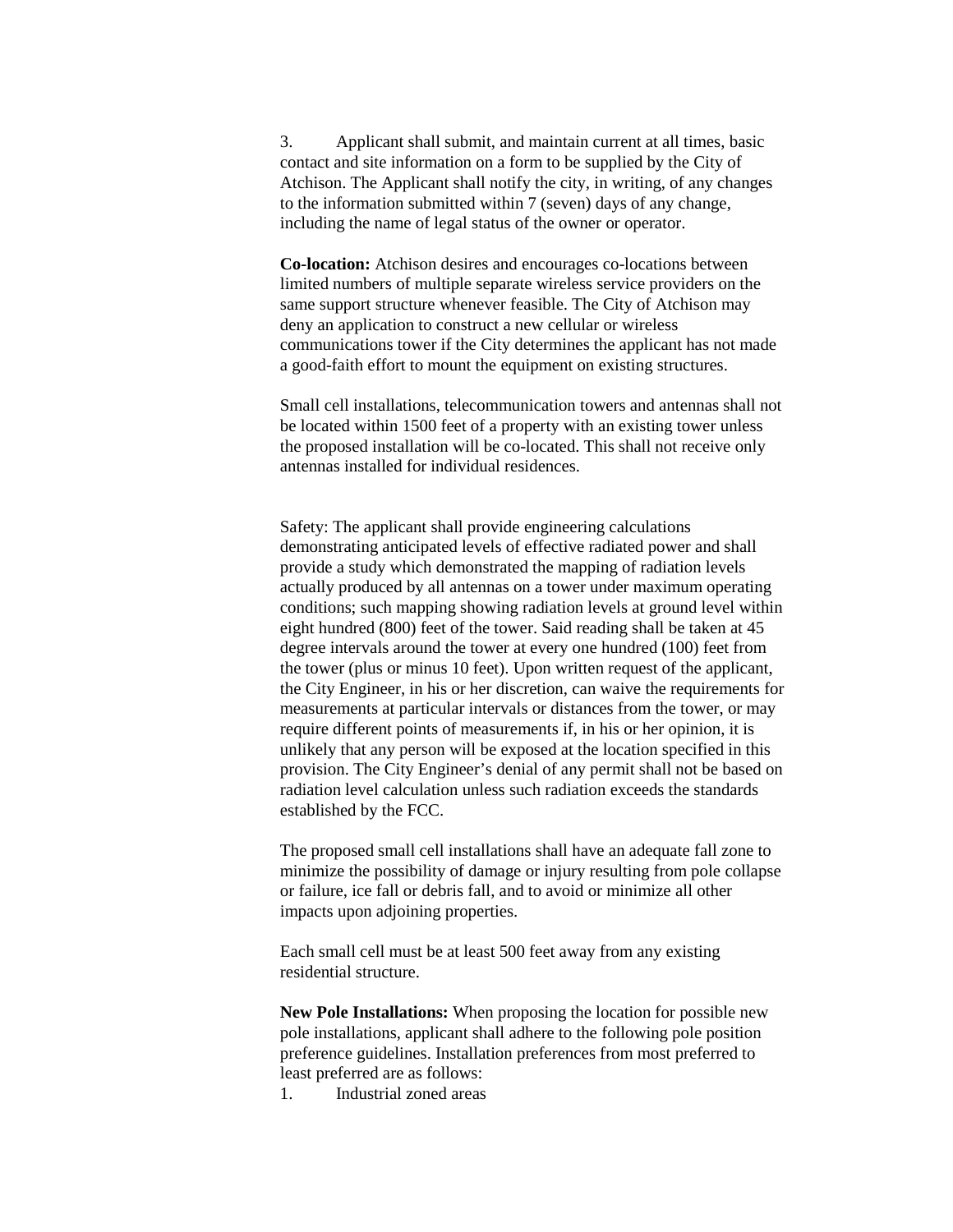3. Applicant shall submit, and maintain current at all times, basic contact and site information on a form to be supplied by the City of Atchison. The Applicant shall notify the city, in writing, of any changes to the information submitted within 7 (seven) days of any change, including the name of legal status of the owner or operator.

**Co-location:** Atchison desires and encourages co-locations between limited numbers of multiple separate wireless service providers on the same support structure whenever feasible. The City of Atchison may deny an application to construct a new cellular or wireless communications tower if the City determines the applicant has not made a good-faith effort to mount the equipment on existing structures.

Small cell installations, telecommunication towers and antennas shall not be located within 1500 feet of a property with an existing tower unless the proposed installation will be co-located. This shall not receive only antennas installed for individual residences.

Safety: The applicant shall provide engineering calculations demonstrating anticipated levels of effective radiated power and shall provide a study which demonstrated the mapping of radiation levels actually produced by all antennas on a tower under maximum operating conditions; such mapping showing radiation levels at ground level within eight hundred (800) feet of the tower. Said reading shall be taken at 45 degree intervals around the tower at every one hundred (100) feet from the tower (plus or minus 10 feet). Upon written request of the applicant, the City Engineer, in his or her discretion, can waive the requirements for measurements at particular intervals or distances from the tower, or may require different points of measurements if, in his or her opinion, it is unlikely that any person will be exposed at the location specified in this provision. The City Engineer's denial of any permit shall not be based on radiation level calculation unless such radiation exceeds the standards established by the FCC.

The proposed small cell installations shall have an adequate fall zone to minimize the possibility of damage or injury resulting from pole collapse or failure, ice fall or debris fall, and to avoid or minimize all other impacts upon adjoining properties.

Each small cell must be at least 500 feet away from any existing residential structure.

**New Pole Installations:** When proposing the location for possible new pole installations, applicant shall adhere to the following pole position preference guidelines. Installation preferences from most preferred to least preferred are as follows:

1. Industrial zoned areas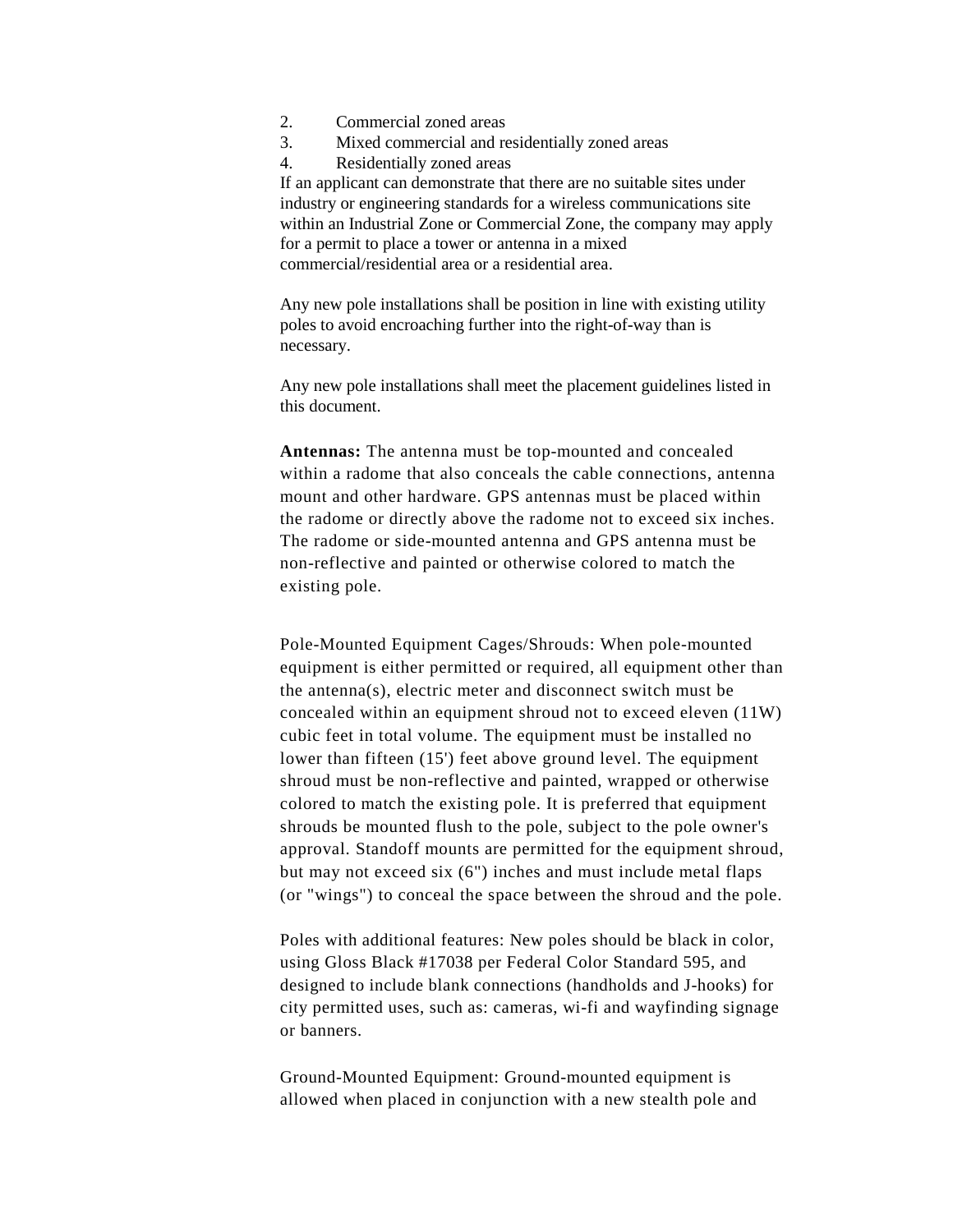2. Commercial zoned areas
3. Mixed commercial and residentially zoned areas
4. Residentially zoned areas

If an applicant can demonstrate that there are no suitable sites under industry or engineering standards for a wireless communications site within an Industrial Zone or Commercial Zone, the company may apply for a permit to place a tower or antenna in a mixed commercial/residential area or a residential area.

Any new pole installations shall be position in line with existing utility poles to avoid encroaching further into the right-of-way than is necessary.

Any new pole installations shall meet the placement guidelines listed in this document.

**Antennas:** The antenna must be top-mounted and concealed within a radome that also conceals the cable connections, antenna mount and other hardware. GPS antennas must be placed within the radome or directly above the radome not to exceed six inches. The radome or side-mounted antenna and GPS antenna must be non-reflective and painted or otherwise colored to match the existing pole.

Pole-Mounted Equipment Cages/Shrouds: When pole-mounted equipment is either permitted or required, all equipment other than the antenna(s), electric meter and disconnect switch must be concealed within an equipment shroud not to exceed eleven (11W) cubic feet in total volume. The equipment must be installed no lower than fifteen (15') feet above ground level. The equipment shroud must be non-reflective and painted, wrapped or otherwise colored to match the existing pole. It is preferred that equipment shrouds be mounted flush to the pole, subject to the pole owner's approval. Standoff mounts are permitted for the equipment shroud, but may not exceed six (6") inches and must include metal flaps (or "wings") to conceal the space between the shroud and the pole.

Poles with additional features: New poles should be black in color, using Gloss Black #17038 per Federal Color Standard 595, and designed to include blank connections (handholds and J-hooks) for city permitted uses, such as: cameras, wi-fi and wayfinding signage or banners.

Ground-Mounted Equipment: Ground-mounted equipment is allowed when placed in conjunction with a new stealth pole and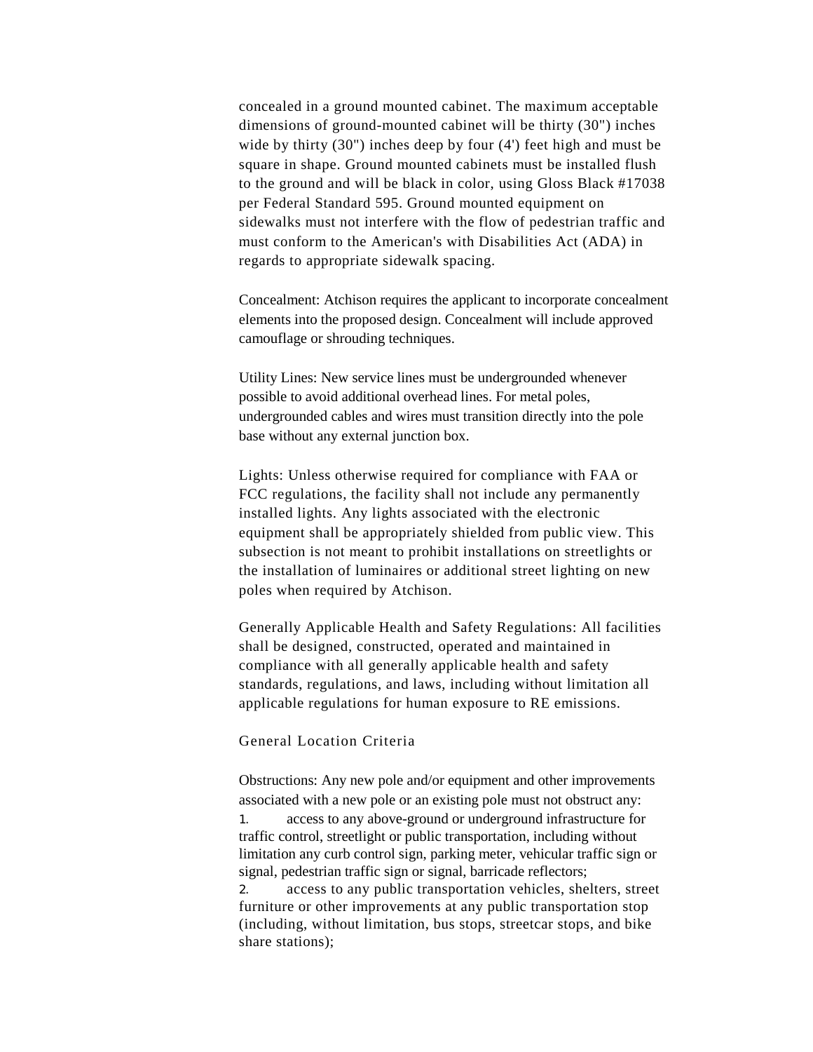concealed in a ground mounted cabinet. The maximum acceptable dimensions of ground-mounted cabinet will be thirty (30") inches wide by thirty (30") inches deep by four (4') feet high and must be square in shape. Ground mounted cabinets must be installed flush to the ground and will be black in color, using Gloss Black #17038 per Federal Standard 595. Ground mounted equipment on sidewalks must not interfere with the flow of pedestrian traffic and must conform to the American's with Disabilities Act (ADA) in regards to appropriate sidewalk spacing.

Concealment: Atchison requires the applicant to incorporate concealment elements into the proposed design. Concealment will include approved camouflage or shrouding techniques.

Utility Lines: New service lines must be undergrounded whenever possible to avoid additional overhead lines. For metal poles, undergrounded cables and wires must transition directly into the pole base without any external junction box.

Lights: Unless otherwise required for compliance with FAA or FCC regulations, the facility shall not include any permanently installed lights. Any lights associated with the electronic equipment shall be appropriately shielded from public view. This subsection is not meant to prohibit installations on streetlights or the installation of luminaires or additional street lighting on new poles when required by Atchison.

Generally Applicable Health and Safety Regulations: All facilities shall be designed, constructed, operated and maintained in compliance with all generally applicable health and safety standards, regulations, and laws, including without limitation all applicable regulations for human exposure to RE emissions.

## General Location Criteria

Obstructions: Any new pole and/or equipment and other improvements associated with a new pole or an existing pole must not obstruct any:

1. access to any above-ground or underground infrastructure for traffic control, streetlight or public transportation, including without limitation any curb control sign, parking meter, vehicular traffic sign or signal, pedestrian traffic sign or signal, barricade reflectors;
2. access to any public transportation vehicles, shelters, street furniture or other improvements at any public transportation stop (including, without limitation, bus stops, streetcar stops, and bike share stations);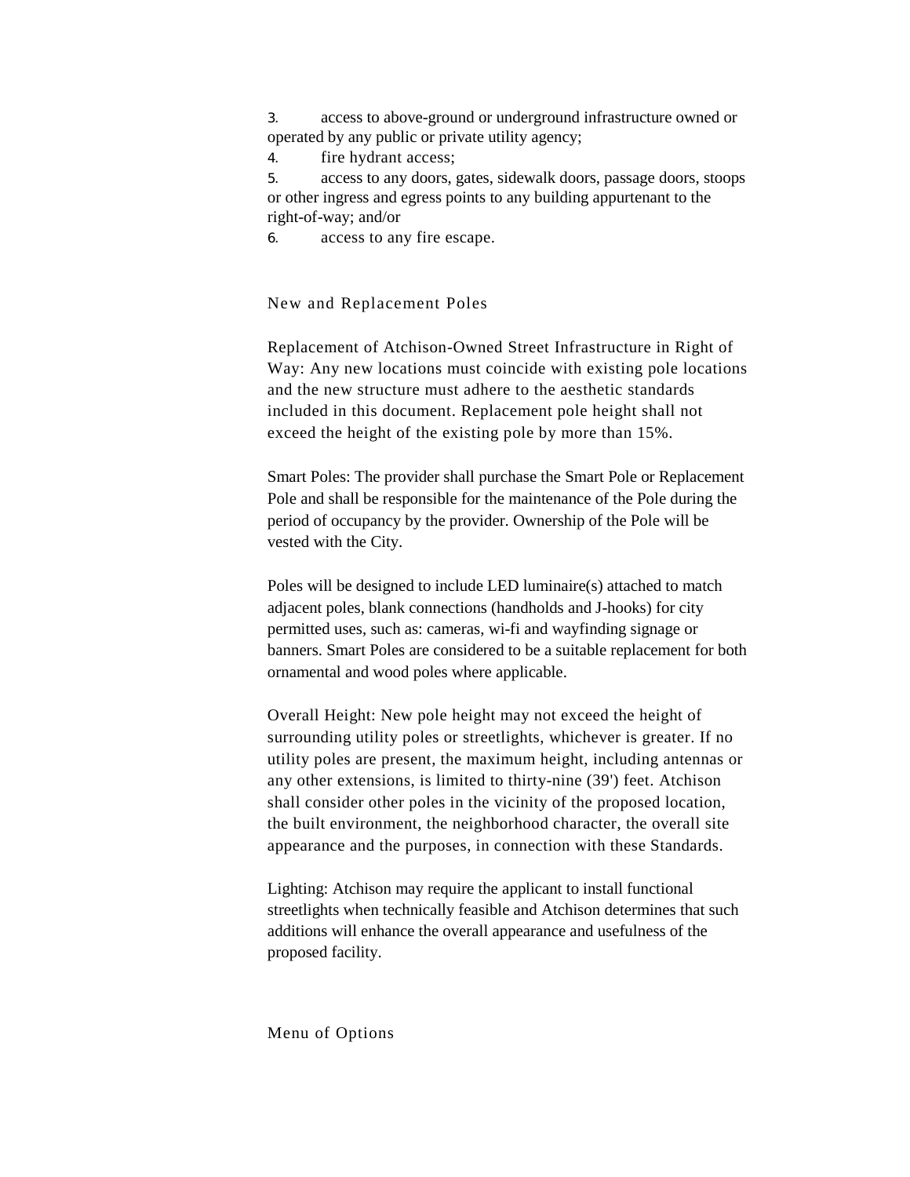3. access to above-ground or underground infrastructure owned or operated by any public or private utility agency;
4. fire hydrant access;
5. access to any doors, gates, sidewalk doors, passage doors, stoops or other ingress and egress points to any building appurtenant to the right-of-way; and/or
6. access to any fire escape.

## New and Replacement Poles

Replacement of Atchison-Owned Street Infrastructure in Right of Way: Any new locations must coincide with existing pole locations and the new structure must adhere to the aesthetic standards included in this document. Replacement pole height shall not exceed the height of the existing pole by more than 15%.

Smart Poles: The provider shall purchase the Smart Pole or Replacement Pole and shall be responsible for the maintenance of the Pole during the period of occupancy by the provider. Ownership of the Pole will be vested with the City.

Poles will be designed to include LED luminaire(s) attached to match adjacent poles, blank connections (handholds and J-hooks) for city permitted uses, such as: cameras, wi-fi and wayfinding signage or banners. Smart Poles are considered to be a suitable replacement for both ornamental and wood poles where applicable.

Overall Height: New pole height may not exceed the height of surrounding utility poles or streetlights, whichever is greater. If no utility poles are present, the maximum height, including antennas or any other extensions, is limited to thirty-nine (39') feet. Atchison shall consider other poles in the vicinity of the proposed location, the built environment, the neighborhood character, the overall site appearance and the purposes, in connection with these Standards.

Lighting: Atchison may require the applicant to install functional streetlights when technically feasible and Atchison determines that such additions will enhance the overall appearance and usefulness of the proposed facility.

## Menu of Options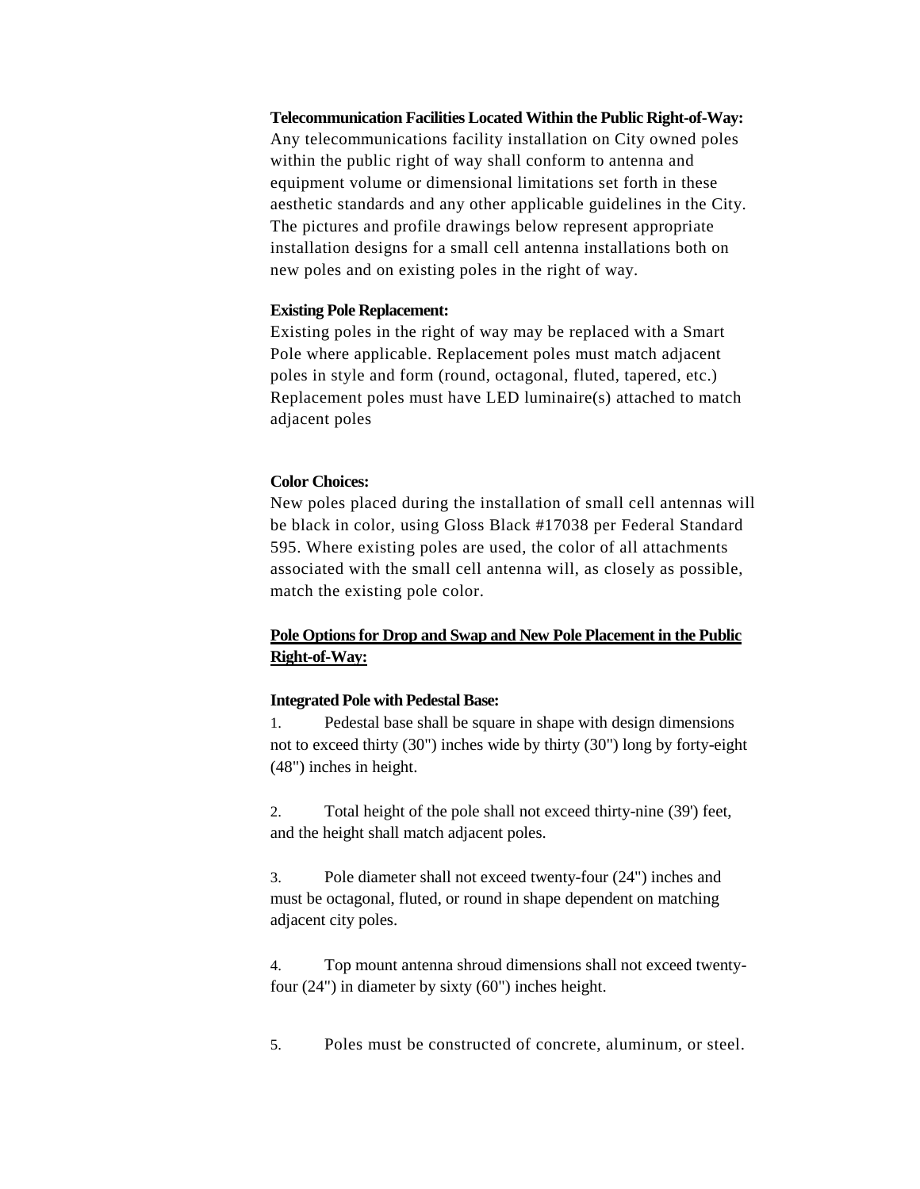**Telecommunication Facilities Located Within the Public Right-of-Way:**
Any telecommunications facility installation on City owned poles within the public right of way shall conform to antenna and equipment volume or dimensional limitations set forth in these aesthetic standards and any other applicable guidelines in the City. The pictures and profile drawings below represent appropriate installation designs for a small cell antenna installations both on new poles and on existing poles in the right of way.

**Existing Pole Replacement:**
Existing poles in the right of way may be replaced with a Smart Pole where applicable. Replacement poles must match adjacent poles in style and form (round, octagonal, fluted, tapered, etc.) Replacement poles must have LED luminaire(s) attached to match adjacent poles

**Color Choices:**
New poles placed during the installation of small cell antennas will be black in color, using Gloss Black #17038 per Federal Standard 595. Where existing poles are used, the color of all attachments associated with the small cell antenna will, as closely as possible, match the existing pole color.

**<u>Pole Options for Drop and Swap and New Pole Placement in the Public Right-of-Way:</u>**

**Integrated Pole with Pedestal Base:**

1. Pedestal base shall be square in shape with design dimensions not to exceed thirty (30") inches wide by thirty (30") long by forty-eight (48") inches in height.

2. Total height of the pole shall not exceed thirty-nine (39') feet, and the height shall match adjacent poles.

3. Pole diameter shall not exceed twenty-four (24") inches and must be octagonal, fluted, or round in shape dependent on matching adjacent city poles.

4. Top mount antenna shroud dimensions shall not exceed twenty-four (24") in diameter by sixty (60") inches height.

5. Poles must be constructed of concrete, aluminum, or steel.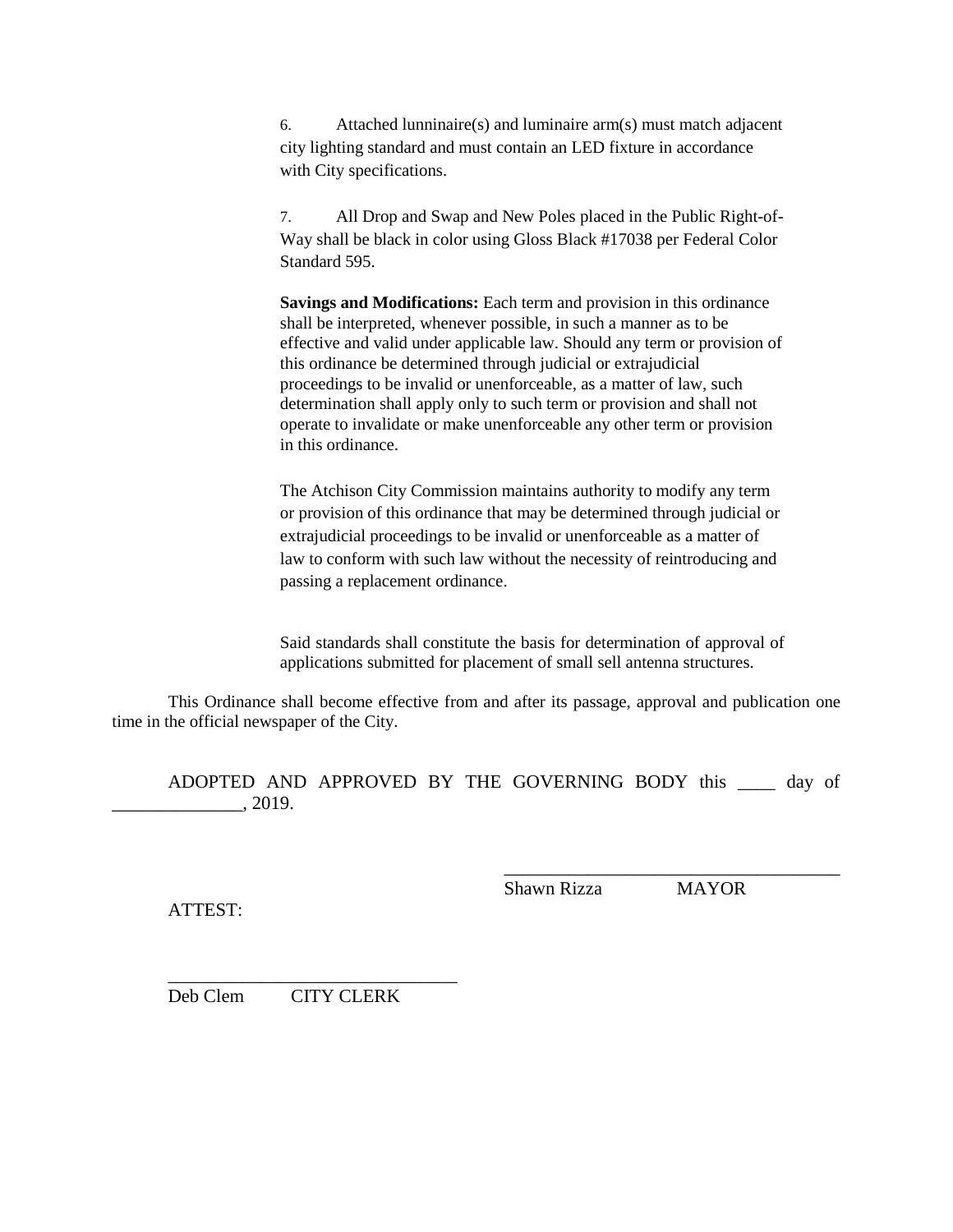6. Attached lunninaire(s) and luminaire arm(s) must match adjacent city lighting standard and must contain an LED fixture in accordance with City specifications.

7. All Drop and Swap and New Poles placed in the Public Right-of-Way shall be black in color using Gloss Black #17038 per Federal Color Standard 595.

**Savings and Modifications:** Each term and provision in this ordinance shall be interpreted, whenever possible, in such a manner as to be effective and valid under applicable law. Should any term or provision of this ordinance be determined through judicial or extrajudicial proceedings to be invalid or unenforceable, as a matter of law, such determination shall apply only to such term or provision and shall not operate to invalidate or make unenforceable any other term or provision in this ordinance.

The Atchison City Commission maintains authority to modify any term or provision of this ordinance that may be determined through judicial or extrajudicial proceedings to be invalid or unenforceable as a matter of law to conform with such law without the necessity of reintroducing and passing a replacement ordinance.

Said standards shall constitute the basis for determination of approval of applications submitted for placement of small sell antenna structures.

This Ordinance shall become effective from and after its passage, approval and publication one time in the official newspaper of the City.

ADOPTED AND APPROVED BY THE GOVERNING BODY this ____ day of ______________, 2019.

_____________________________________
Shawn Rizza MAYOR

ATTEST:

________________________________
Deb Clem CITY CLERK